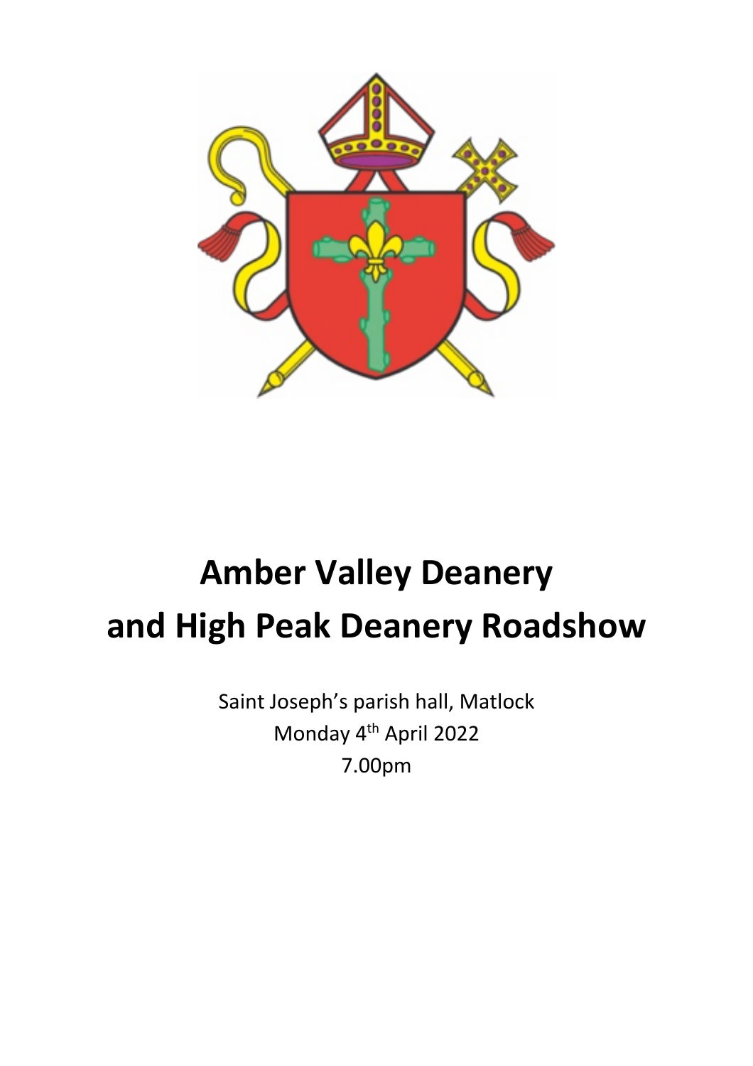# Amber Valley Deanery and High Peak Deanery Roadshow

Saint Joseph's parish hall, Matlock

Monday 4th April 2022

7.00pm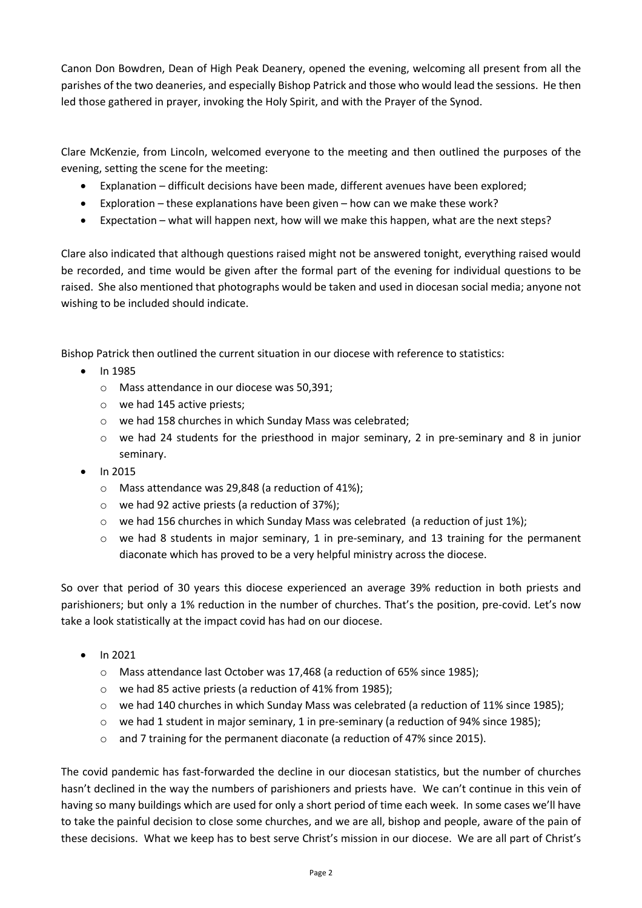Canon Don Bowdren, Dean of High Peak Deanery, opened the evening, welcoming all present from all the parishes of the two deaneries, and especially Bishop Patrick and those who would lead the sessions. He then led those gathered in prayer, invoking the Holy Spirit, and with the Prayer of the Synod.

Clare McKenzie, from Lincoln, welcomed everyone to the meeting and then outlined the purposes of the evening, setting the scene for the meeting:

- Explanation – difficult decisions have been made, different avenues have been explored;
- Exploration – these explanations have been given – how can we make these work?
- Expectation – what will happen next, how will we make this happen, what are the next steps?

Clare also indicated that although questions raised might not be answered tonight, everything raised would be recorded, and time would be given after the formal part of the evening for individual questions to be raised. She also mentioned that photographs would be taken and used in diocesan social media; anyone not wishing to be included should indicate.

Bishop Patrick then outlined the current situation in our diocese with reference to statistics:

- In 1985
  - Mass attendance in our diocese was 50,391;
  - we had 145 active priests;
  - we had 158 churches in which Sunday Mass was celebrated;
  - we had 24 students for the priesthood in major seminary, 2 in pre-seminary and 8 in junior seminary.
- In 2015
  - Mass attendance was 29,848 (a reduction of 41%);
  - we had 92 active priests (a reduction of 37%);
  - we had 156 churches in which Sunday Mass was celebrated (a reduction of just 1%);
  - we had 8 students in major seminary, 1 in pre-seminary, and 13 training for the permanent diaconate which has proved to be a very helpful ministry across the diocese.

So over that period of 30 years this diocese experienced an average 39% reduction in both priests and parishioners; but only a 1% reduction in the number of churches. That's the position, pre-covid. Let's now take a look statistically at the impact covid has had on our diocese.

- In 2021
  - Mass attendance last October was 17,468 (a reduction of 65% since 1985);
  - we had 85 active priests (a reduction of 41% from 1985);
  - we had 140 churches in which Sunday Mass was celebrated (a reduction of 11% since 1985);
  - we had 1 student in major seminary, 1 in pre-seminary (a reduction of 94% since 1985);
  - and 7 training for the permanent diaconate (a reduction of 47% since 2015).

The covid pandemic has fast-forwarded the decline in our diocesan statistics, but the number of churches hasn't declined in the way the numbers of parishioners and priests have. We can't continue in this vein of having so many buildings which are used for only a short period of time each week. In some cases we'll have to take the painful decision to close some churches, and we are all, bishop and people, aware of the pain of these decisions. What we keep has to best serve Christ's mission in our diocese. We are all part of Christ's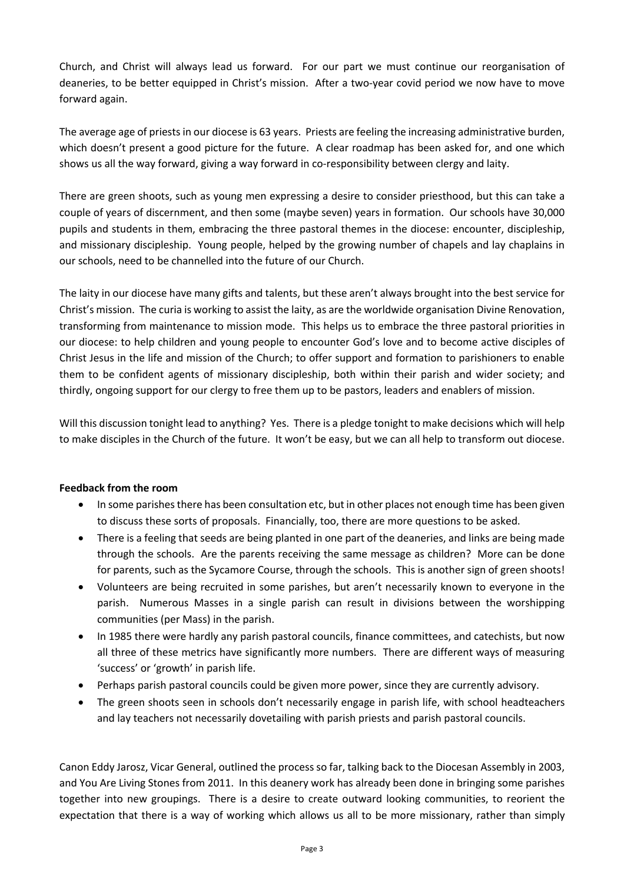Church, and Christ will always lead us forward. For our part we must continue our reorganisation of deaneries, to be better equipped in Christ's mission. After a two-year covid period we now have to move forward again.

The average age of priests in our diocese is 63 years. Priests are feeling the increasing administrative burden, which doesn't present a good picture for the future. A clear roadmap has been asked for, and one which shows us all the way forward, giving a way forward in co-responsibility between clergy and laity.

There are green shoots, such as young men expressing a desire to consider priesthood, but this can take a couple of years of discernment, and then some (maybe seven) years in formation. Our schools have 30,000 pupils and students in them, embracing the three pastoral themes in the diocese: encounter, discipleship, and missionary discipleship. Young people, helped by the growing number of chapels and lay chaplains in our schools, need to be channelled into the future of our Church.

The laity in our diocese have many gifts and talents, but these aren't always brought into the best service for Christ's mission. The curia is working to assist the laity, as are the worldwide organisation Divine Renovation, transforming from maintenance to mission mode. This helps us to embrace the three pastoral priorities in our diocese: to help children and young people to encounter God's love and to become active disciples of Christ Jesus in the life and mission of the Church; to offer support and formation to parishioners to enable them to be confident agents of missionary discipleship, both within their parish and wider society; and thirdly, ongoing support for our clergy to free them up to be pastors, leaders and enablers of mission.

Will this discussion tonight lead to anything? Yes. There is a pledge tonight to make decisions which will help to make disciples in the Church of the future. It won't be easy, but we can all help to transform out diocese.

**Feedback from the room**

- In some parishes there has been consultation etc, but in other places not enough time has been given to discuss these sorts of proposals. Financially, too, there are more questions to be asked.
- There is a feeling that seeds are being planted in one part of the deaneries, and links are being made through the schools. Are the parents receiving the same message as children? More can be done for parents, such as the Sycamore Course, through the schools. This is another sign of green shoots!
- Volunteers are being recruited in some parishes, but aren't necessarily known to everyone in the parish. Numerous Masses in a single parish can result in divisions between the worshipping communities (per Mass) in the parish.
- In 1985 there were hardly any parish pastoral councils, finance committees, and catechists, but now all three of these metrics have significantly more numbers. There are different ways of measuring 'success' or 'growth' in parish life.
- Perhaps parish pastoral councils could be given more power, since they are currently advisory.
- The green shoots seen in schools don't necessarily engage in parish life, with school headteachers and lay teachers not necessarily dovetailing with parish priests and parish pastoral councils.

Canon Eddy Jarosz, Vicar General, outlined the process so far, talking back to the Diocesan Assembly in 2003, and You Are Living Stones from 2011. In this deanery work has already been done in bringing some parishes together into new groupings. There is a desire to create outward looking communities, to reorient the expectation that there is a way of working which allows us all to be more missionary, rather than simply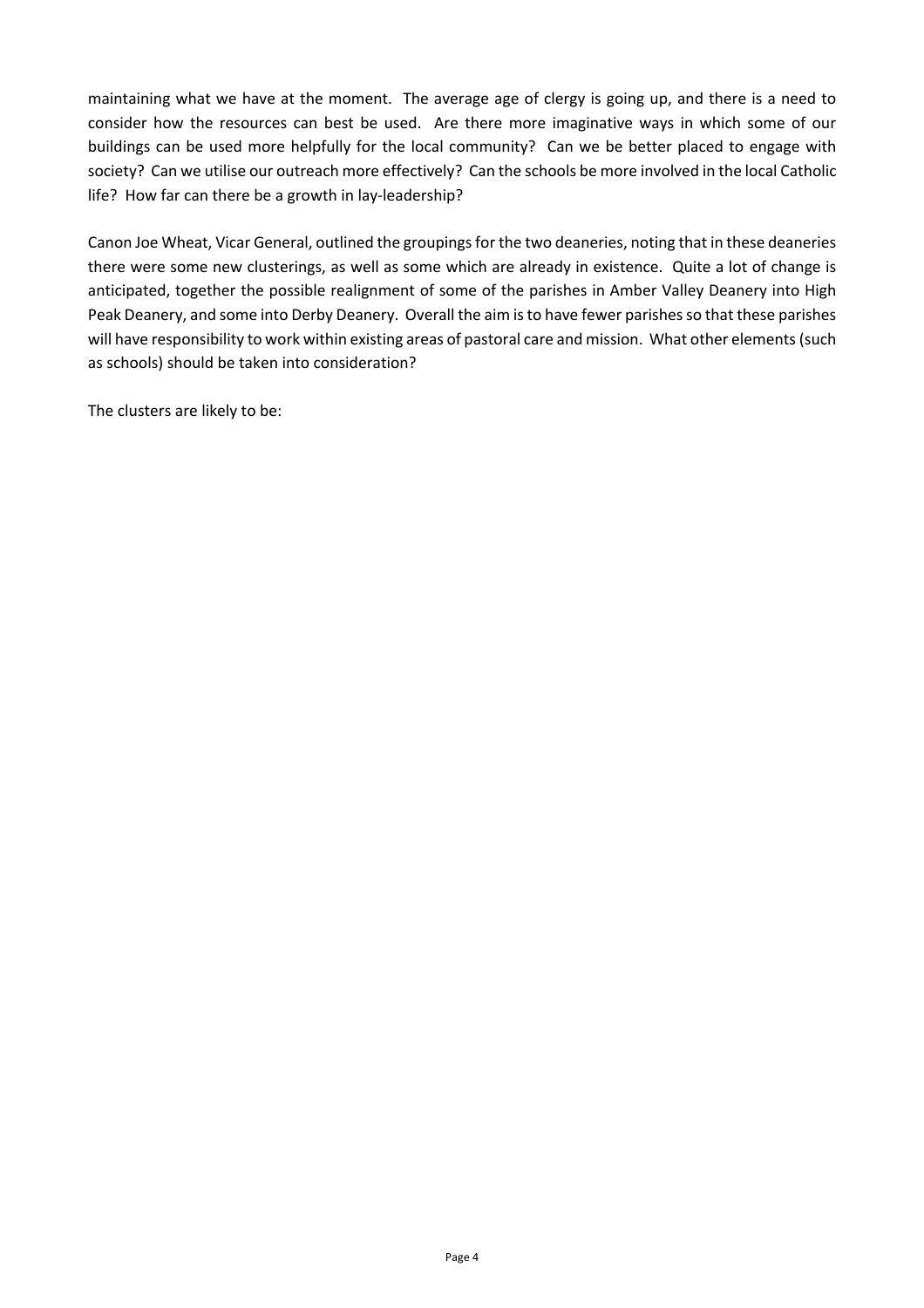maintaining what we have at the moment. The average age of clergy is going up, and there is a need to consider how the resources can best be used. Are there more imaginative ways in which some of our buildings can be used more helpfully for the local community? Can we be better placed to engage with society? Can we utilise our outreach more effectively? Can the schools be more involved in the local Catholic life? How far can there be a growth in lay-leadership?

Canon Joe Wheat, Vicar General, outlined the groupings for the two deaneries, noting that in these deaneries there were some new clusterings, as well as some which are already in existence. Quite a lot of change is anticipated, together the possible realignment of some of the parishes in Amber Valley Deanery into High Peak Deanery, and some into Derby Deanery. Overall the aim is to have fewer parishes so that these parishes will have responsibility to work within existing areas of pastoral care and mission. What other elements (such as schools) should be taken into consideration?

The clusters are likely to be: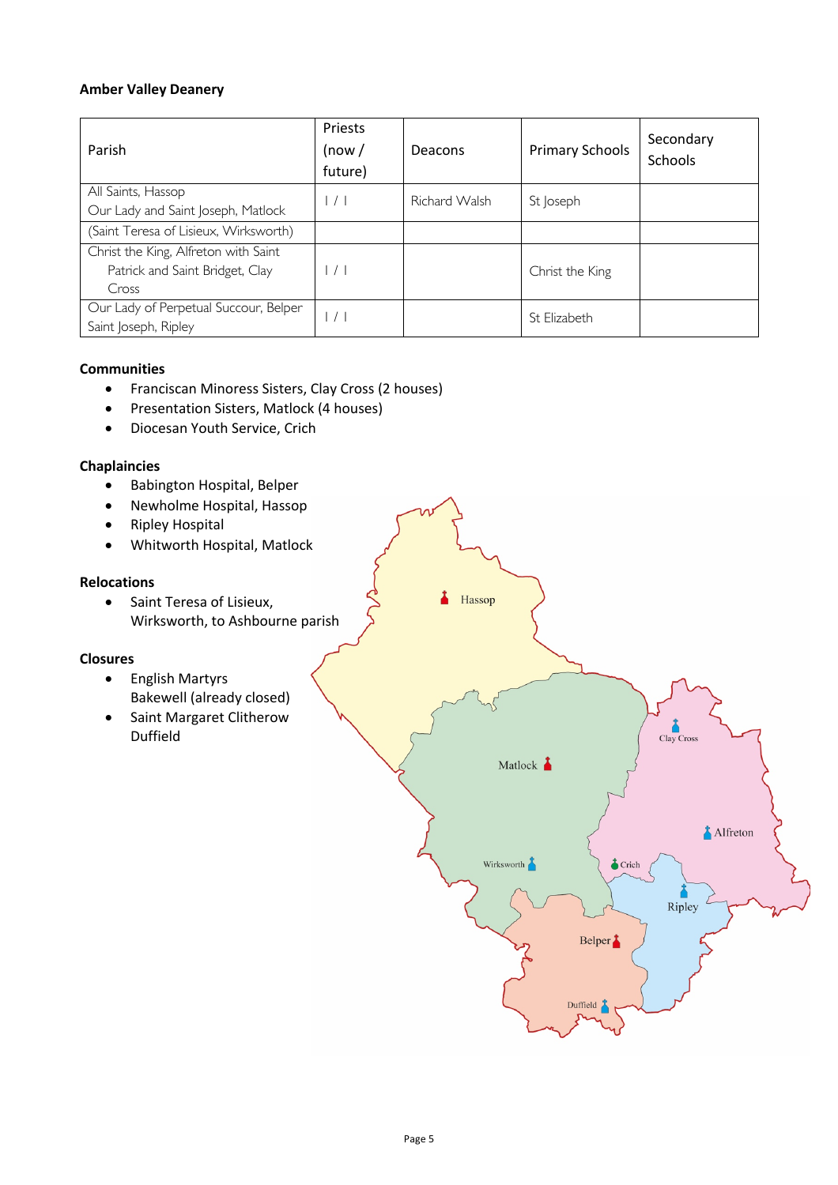**Amber Valley Deanery**

| Parish | Priests (now / future) | Deacons | Primary Schools | Secondary Schools |
|---|---|---|---|---|
| All Saints, Hassop<br>Our Lady and Saint Joseph, Matlock | I / I | Richard Walsh | St Joseph | |
| (Saint Teresa of Lisieux, Wirksworth) | | | | |
| Christ the King, Alfreton with Saint Patrick and Saint Bridget, Clay Cross | I / I | | Christ the King | |
| Our Lady of Perpetual Succour, Belper<br>Saint Joseph, Ripley | I / I | | St Elizabeth | |

**Communities**

- Franciscan Minoress Sisters, Clay Cross (2 houses)
- Presentation Sisters, Matlock (4 houses)
- Diocesan Youth Service, Crich

**Chaplaincies**

- Babington Hospital, Belper
- Newholme Hospital, Hassop
- Ripley Hospital
- Whitworth Hospital, Matlock

**Relocations**

- Saint Teresa of Lisieux, Wirksworth, to Ashbourne parish

**Closures**

- English Martyrs Bakewell (already closed)
- Saint Margaret Clitherow Duffield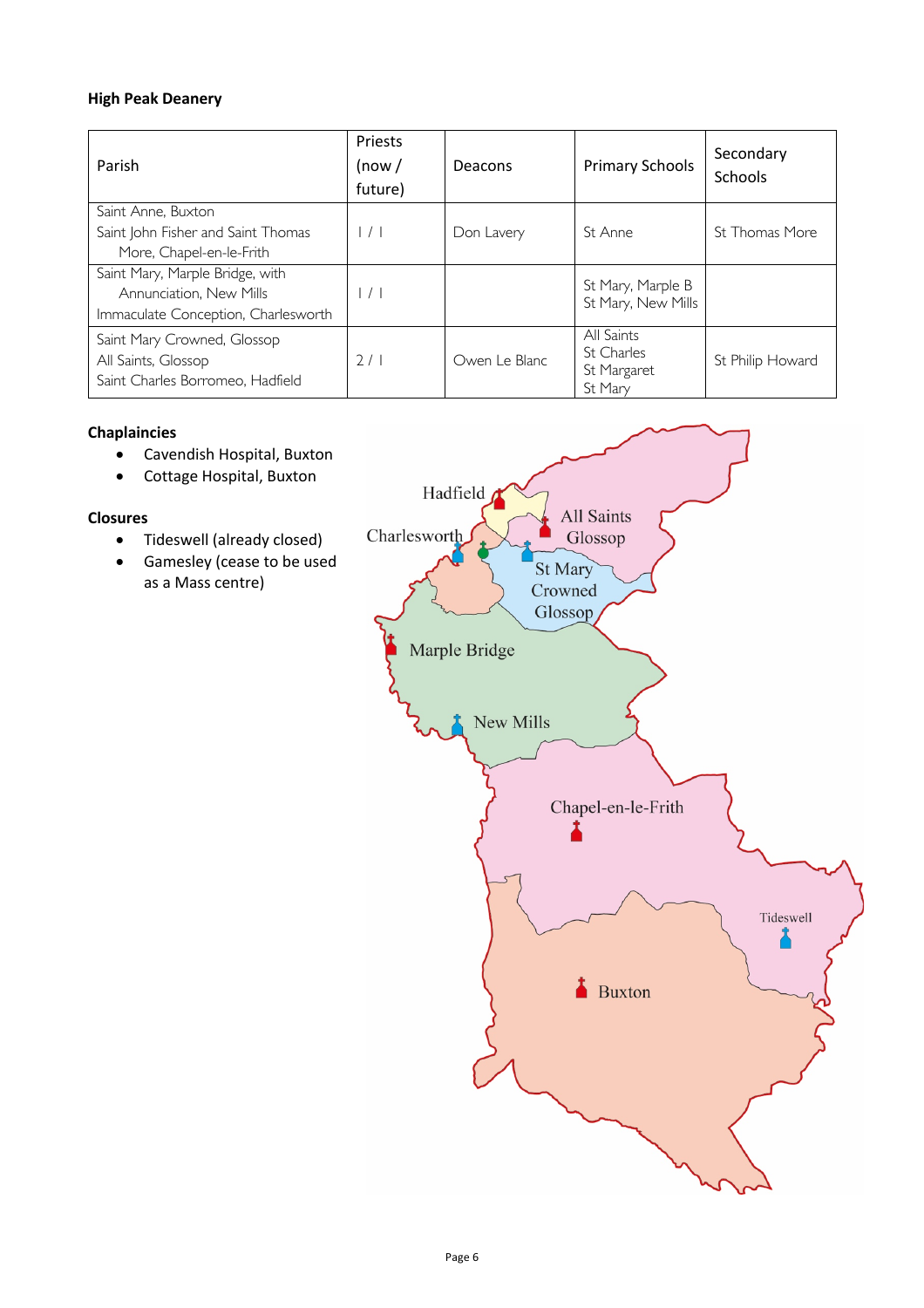**High Peak Deanery**

| Parish | Priests (now / future) | Deacons | Primary Schools | Secondary Schools |
|---|---|---|---|---|
| Saint Anne, Buxton<br>Saint John Fisher and Saint Thomas More, Chapel-en-le-Frith | 1 / 1 | Don Lavery | St Anne | St Thomas More |
| Saint Mary, Marple Bridge, with Annunciation, New Mills<br>Immaculate Conception, Charlesworth | 1 / 1 | | St Mary, Marple B<br>St Mary, New Mills | |
| Saint Mary Crowned, Glossop<br>All Saints, Glossop<br>Saint Charles Borromeo, Hadfield | 2 / 1 | Owen Le Blanc | All Saints<br>St Charles<br>St Margaret<br>St Mary | St Philip Howard |

**Chaplaincies**

- Cavendish Hospital, Buxton
- Cottage Hospital, Buxton

**Closures**

- Tideswell (already closed)
- Gamesley (cease to be used as a Mass centre)

Hadfield
Charlesworth
All Saints Glossop
St Mary Crowned Glossop
Marple Bridge
New Mills
Chapel-en-le-Frith
Tideswell
Buxton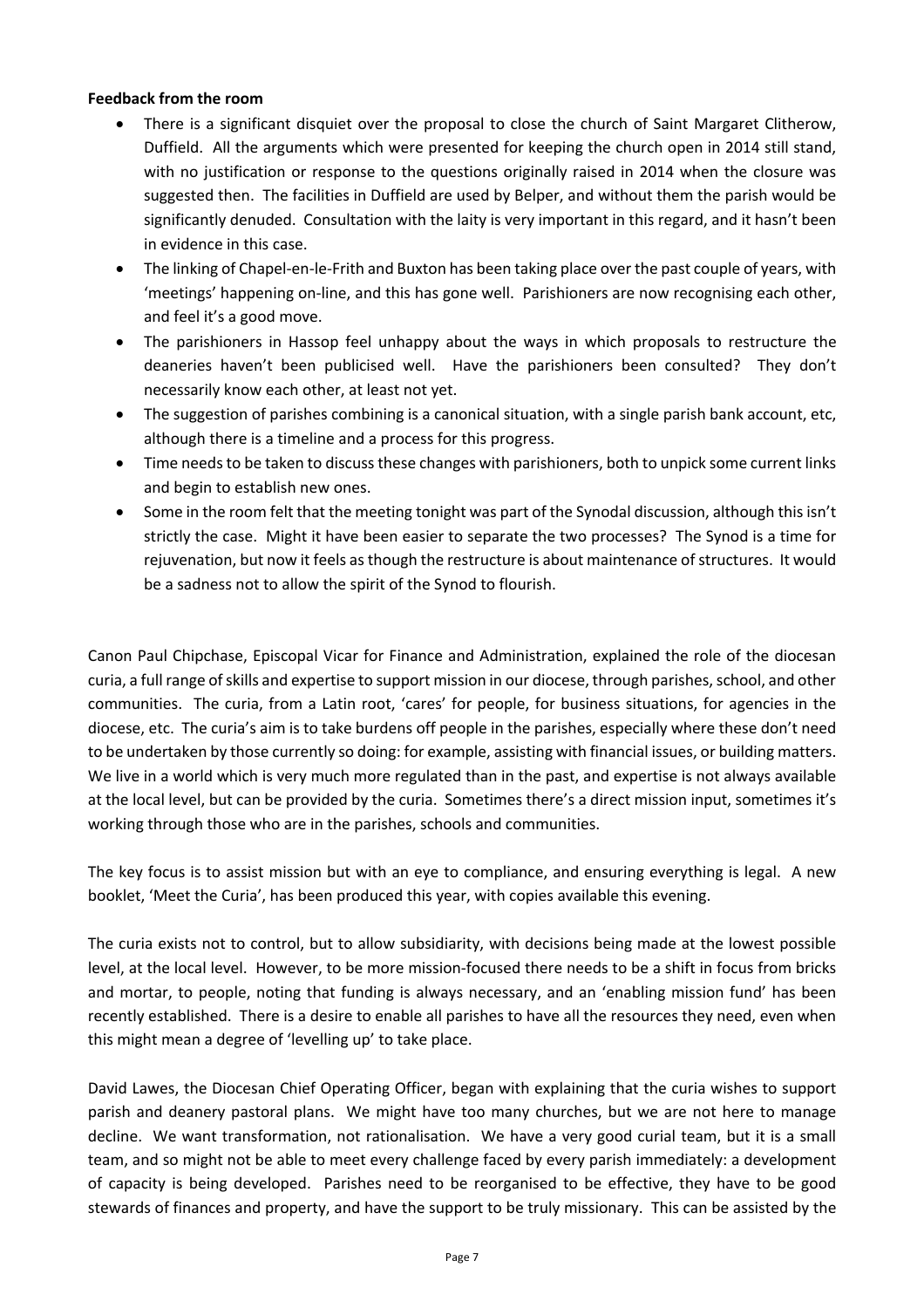**Feedback from the room**

- There is a significant disquiet over the proposal to close the church of Saint Margaret Clitherow, Duffield. All the arguments which were presented for keeping the church open in 2014 still stand, with no justification or response to the questions originally raised in 2014 when the closure was suggested then. The facilities in Duffield are used by Belper, and without them the parish would be significantly denuded. Consultation with the laity is very important in this regard, and it hasn't been in evidence in this case.
- The linking of Chapel-en-le-Frith and Buxton has been taking place over the past couple of years, with 'meetings' happening on-line, and this has gone well. Parishioners are now recognising each other, and feel it's a good move.
- The parishioners in Hassop feel unhappy about the ways in which proposals to restructure the deaneries haven't been publicised well. Have the parishioners been consulted? They don't necessarily know each other, at least not yet.
- The suggestion of parishes combining is a canonical situation, with a single parish bank account, etc, although there is a timeline and a process for this progress.
- Time needs to be taken to discuss these changes with parishioners, both to unpick some current links and begin to establish new ones.
- Some in the room felt that the meeting tonight was part of the Synodal discussion, although this isn't strictly the case. Might it have been easier to separate the two processes? The Synod is a time for rejuvenation, but now it feels as though the restructure is about maintenance of structures. It would be a sadness not to allow the spirit of the Synod to flourish.

Canon Paul Chipchase, Episcopal Vicar for Finance and Administration, explained the role of the diocesan curia, a full range of skills and expertise to support mission in our diocese, through parishes, school, and other communities. The curia, from a Latin root, 'cares' for people, for business situations, for agencies in the diocese, etc. The curia's aim is to take burdens off people in the parishes, especially where these don't need to be undertaken by those currently so doing: for example, assisting with financial issues, or building matters. We live in a world which is very much more regulated than in the past, and expertise is not always available at the local level, but can be provided by the curia. Sometimes there's a direct mission input, sometimes it's working through those who are in the parishes, schools and communities.

The key focus is to assist mission but with an eye to compliance, and ensuring everything is legal. A new booklet, 'Meet the Curia', has been produced this year, with copies available this evening.

The curia exists not to control, but to allow subsidiarity, with decisions being made at the lowest possible level, at the local level. However, to be more mission-focused there needs to be a shift in focus from bricks and mortar, to people, noting that funding is always necessary, and an 'enabling mission fund' has been recently established. There is a desire to enable all parishes to have all the resources they need, even when this might mean a degree of 'levelling up' to take place.

David Lawes, the Diocesan Chief Operating Officer, began with explaining that the curia wishes to support parish and deanery pastoral plans. We might have too many churches, but we are not here to manage decline. We want transformation, not rationalisation. We have a very good curial team, but it is a small team, and so might not be able to meet every challenge faced by every parish immediately: a development of capacity is being developed. Parishes need to be reorganised to be effective, they have to be good stewards of finances and property, and have the support to be truly missionary. This can be assisted by the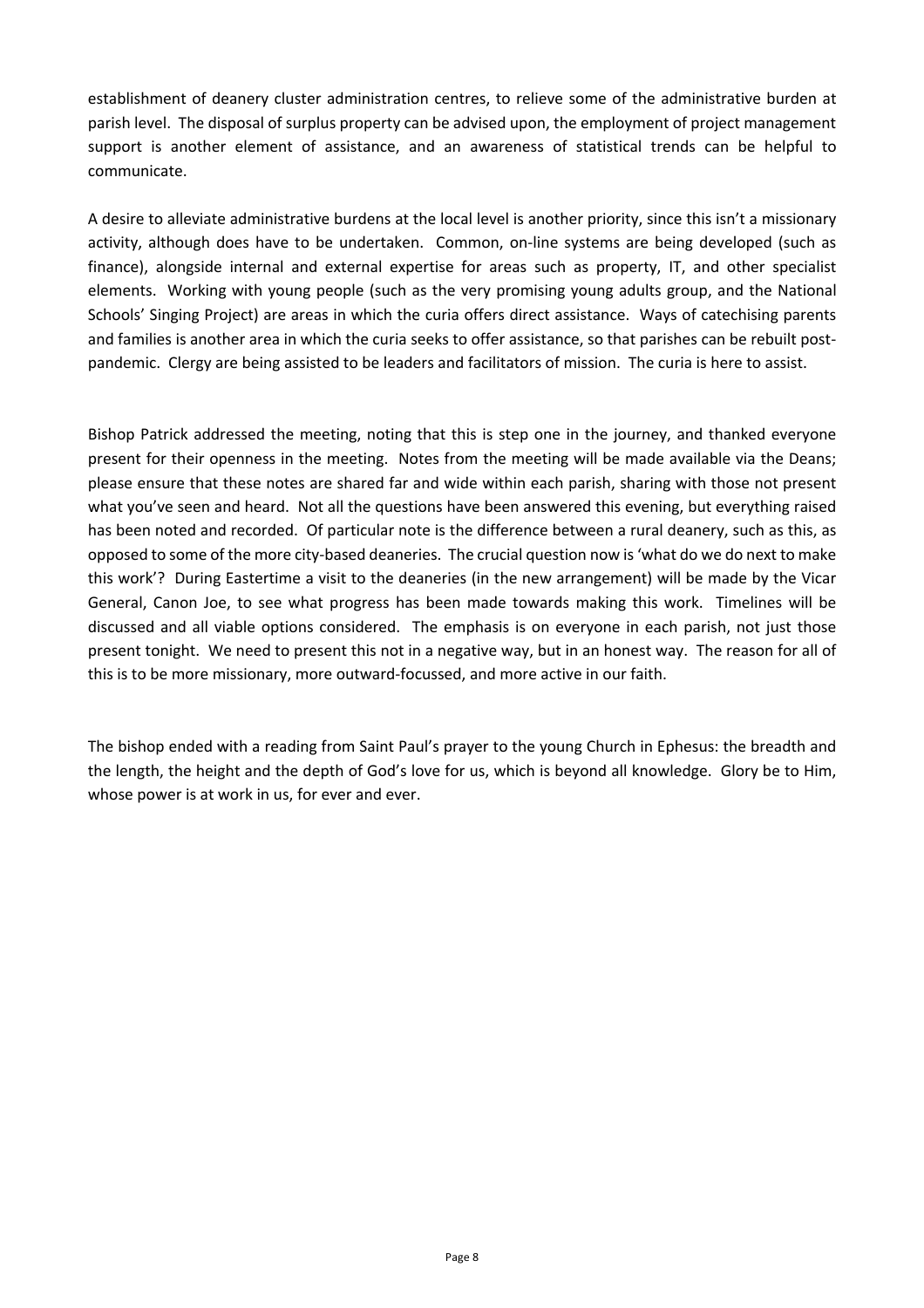establishment of deanery cluster administration centres, to relieve some of the administrative burden at parish level. The disposal of surplus property can be advised upon, the employment of project management support is another element of assistance, and an awareness of statistical trends can be helpful to communicate.

A desire to alleviate administrative burdens at the local level is another priority, since this isn't a missionary activity, although does have to be undertaken. Common, on-line systems are being developed (such as finance), alongside internal and external expertise for areas such as property, IT, and other specialist elements. Working with young people (such as the very promising young adults group, and the National Schools' Singing Project) are areas in which the curia offers direct assistance. Ways of catechising parents and families is another area in which the curia seeks to offer assistance, so that parishes can be rebuilt post-pandemic. Clergy are being assisted to be leaders and facilitators of mission. The curia is here to assist.

Bishop Patrick addressed the meeting, noting that this is step one in the journey, and thanked everyone present for their openness in the meeting. Notes from the meeting will be made available via the Deans; please ensure that these notes are shared far and wide within each parish, sharing with those not present what you've seen and heard. Not all the questions have been answered this evening, but everything raised has been noted and recorded. Of particular note is the difference between a rural deanery, such as this, as opposed to some of the more city-based deaneries. The crucial question now is 'what do we do next to make this work'? During Eastertime a visit to the deaneries (in the new arrangement) will be made by the Vicar General, Canon Joe, to see what progress has been made towards making this work. Timelines will be discussed and all viable options considered. The emphasis is on everyone in each parish, not just those present tonight. We need to present this not in a negative way, but in an honest way. The reason for all of this is to be more missionary, more outward-focussed, and more active in our faith.

The bishop ended with a reading from Saint Paul's prayer to the young Church in Ephesus: the breadth and the length, the height and the depth of God's love for us, which is beyond all knowledge. Glory be to Him, whose power is at work in us, for ever and ever.